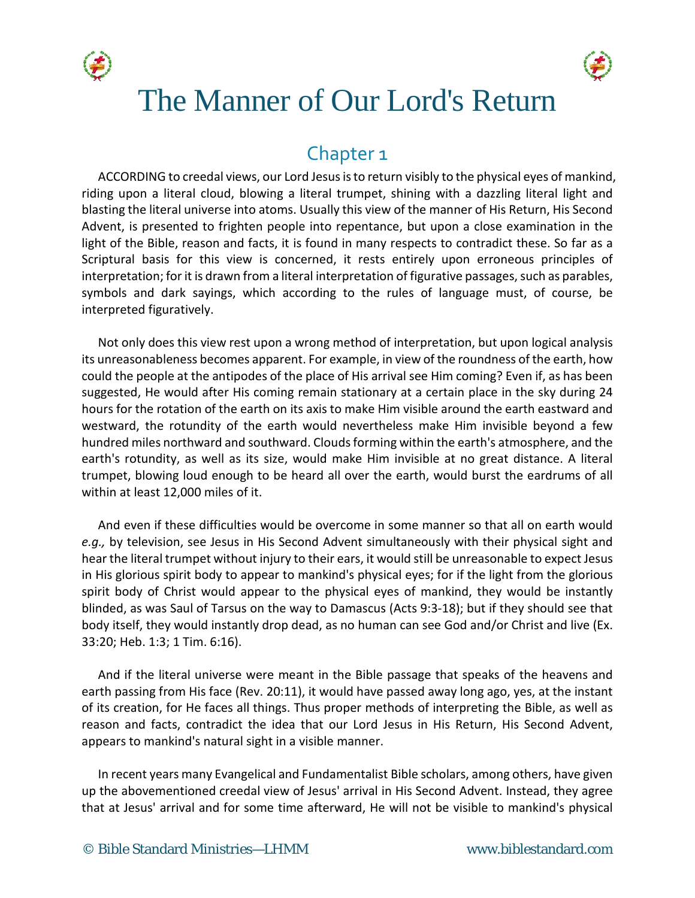# The Manner of Our Lord's Return

## Chapter 1

ACCORDING to creedal views, our Lord Jesus is to return visibly to the physical eyes of mankind, riding upon a literal cloud, blowing a literal trumpet, shining with a dazzling literal light and blasting the literal universe into atoms. Usually this view of the manner of His Return, His Second Advent, is presented to frighten people into repentance, but upon a close examination in the light of the Bible, reason and facts, it is found in many respects to contradict these. So far as a Scriptural basis for this view is concerned, it rests entirely upon erroneous principles of interpretation; for it is drawn from a literal interpretation of figurative passages, such as parables, symbols and dark sayings, which according to the rules of language must, of course, be interpreted figuratively.

Not only does this view rest upon a wrong method of interpretation, but upon logical analysis its unreasonableness becomes apparent. For example, in view of the roundness of the earth, how could the people at the antipodes of the place of His arrival see Him coming? Even if, as has been suggested, He would after His coming remain stationary at a certain place in the sky during 24 hours for the rotation of the earth on its axis to make Him visible around the earth eastward and westward, the rotundity of the earth would nevertheless make Him invisible beyond a few hundred miles northward and southward. Clouds forming within the earth's atmosphere, and the earth's rotundity, as well as its size, would make Him invisible at no great distance. A literal trumpet, blowing loud enough to be heard all over the earth, would burst the eardrums of all within at least 12,000 miles of it.

And even if these difficulties would be overcome in some manner so that all on earth would *e.g.,* by television, see Jesus in His Second Advent simultaneously with their physical sight and hear the literal trumpet without injury to their ears, it would still be unreasonable to expect Jesus in His glorious spirit body to appear to mankind's physical eyes; for if the light from the glorious spirit body of Christ would appear to the physical eyes of mankind, they would be instantly blinded, as was Saul of Tarsus on the way to Damascus (Acts 9:3-18); but if they should see that body itself, they would instantly drop dead, as no human can see God and/or Christ and live (Ex. 33:20; Heb. 1:3; 1 Tim. 6:16).

And if the literal universe were meant in the Bible passage that speaks of the heavens and earth passing from His face (Rev. 20:11), it would have passed away long ago, yes, at the instant of its creation, for He faces all things. Thus proper methods of interpreting the Bible, as well as reason and facts, contradict the idea that our Lord Jesus in His Return, His Second Advent, appears to mankind's natural sight in a visible manner.

In recent years many Evangelical and Fundamentalist Bible scholars, among others, have given up the abovementioned creedal view of Jesus' arrival in His Second Advent. Instead, they agree that at Jesus' arrival and for some time afterward, He will not be visible to mankind's physical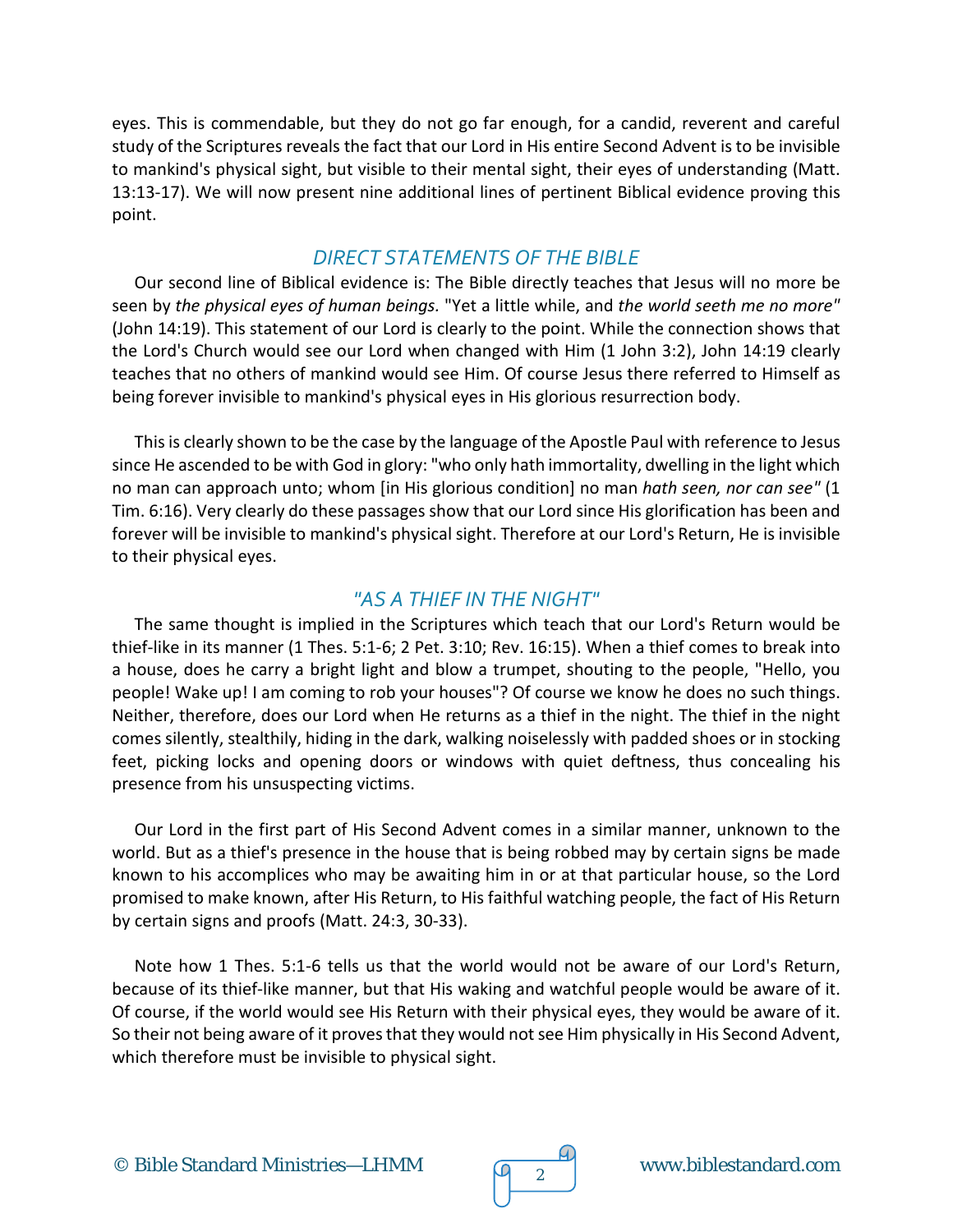eyes. This is commendable, but they do not go far enough, for a candid, reverent and careful study of the Scriptures reveals the fact that our Lord in His entire Second Advent is to be invisible to mankind's physical sight, but visible to their mental sight, their eyes of understanding (Matt. 13:13-17). We will now present nine additional lines of pertinent Biblical evidence proving this point.

## *DIRECT STATEMENTS OF THE BIBLE*

Our second line of Biblical evidence is: The Bible directly teaches that Jesus will no more be seen by *the physical eyes of human beings.* "Yet a little while, and *the world seeth me no more"* (John 14:19). This statement of our Lord is clearly to the point. While the connection shows that the Lord's Church would see our Lord when changed with Him (1 John 3:2), John 14:19 clearly teaches that no others of mankind would see Him. Of course Jesus there referred to Himself as being forever invisible to mankind's physical eyes in His glorious resurrection body.

This is clearly shown to be the case by the language of the Apostle Paul with reference to Jesus since He ascended to be with God in glory: "who only hath immortality, dwelling in the light which no man can approach unto; whom [in His glorious condition] no man *hath seen, nor can see"* (1 Tim. 6:16). Very clearly do these passages show that our Lord since His glorification has been and forever will be invisible to mankind's physical sight. Therefore at our Lord's Return, He is invisible to their physical eyes.

## *"AS A THIEF IN THE NIGHT"*

The same thought is implied in the Scriptures which teach that our Lord's Return would be thief-like in its manner (1 Thes. 5:1-6; 2 Pet. 3:10; Rev. 16:15). When a thief comes to break into a house, does he carry a bright light and blow a trumpet, shouting to the people, "Hello, you people! Wake up! I am coming to rob your houses"? Of course we know he does no such things. Neither, therefore, does our Lord when He returns as a thief in the night. The thief in the night comes silently, stealthily, hiding in the dark, walking noiselessly with padded shoes or in stocking feet, picking locks and opening doors or windows with quiet deftness, thus concealing his presence from his unsuspecting victims.

Our Lord in the first part of His Second Advent comes in a similar manner, unknown to the world. But as a thief's presence in the house that is being robbed may by certain signs be made known to his accomplices who may be awaiting him in or at that particular house, so the Lord promised to make known, after His Return, to His faithful watching people, the fact of His Return by certain signs and proofs (Matt. 24:3, 30-33).

Note how 1 Thes. 5:1-6 tells us that the world would not be aware of our Lord's Return, because of its thief-like manner, but that His waking and watchful people would be aware of it. Of course, if the world would see His Return with their physical eyes, they would be aware of it. So their not being aware of it proves that they would not see Him physically in His Second Advent, which therefore must be invisible to physical sight.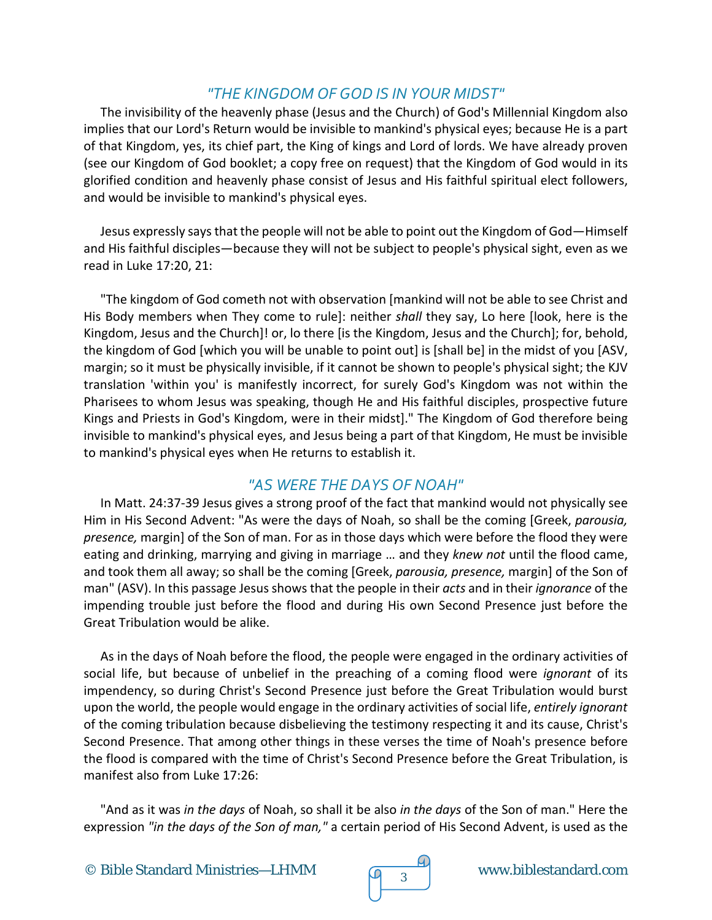## *"THE KINGDOM OF GOD IS IN YOUR MIDST"*

The invisibility of the heavenly phase (Jesus and the Church) of God's Millennial Kingdom also implies that our Lord's Return would be invisible to mankind's physical eyes; because He is a part of that Kingdom, yes, its chief part, the King of kings and Lord of lords. We have already proven (see our Kingdom of God booklet; a copy free on request) that the Kingdom of God would in its glorified condition and heavenly phase consist of Jesus and His faithful spiritual elect followers, and would be invisible to mankind's physical eyes.

Jesus expressly says that the people will not be able to point out the Kingdom of God—Himself and His faithful disciples—because they will not be subject to people's physical sight, even as we read in Luke 17:20, 21:

"The kingdom of God cometh not with observation [mankind will not be able to see Christ and His Body members when They come to rule]: neither *shall* they say, Lo here [look, here is the Kingdom, Jesus and the Church]! or, lo there [is the Kingdom, Jesus and the Church]; for, behold, the kingdom of God [which you will be unable to point out] is [shall be] in the midst of you [ASV, margin; so it must be physically invisible, if it cannot be shown to people's physical sight; the KJV translation 'within you' is manifestly incorrect, for surely God's Kingdom was not within the Pharisees to whom Jesus was speaking, though He and His faithful disciples, prospective future Kings and Priests in God's Kingdom, were in their midst]." The Kingdom of God therefore being invisible to mankind's physical eyes, and Jesus being a part of that Kingdom, He must be invisible to mankind's physical eyes when He returns to establish it.

## *"AS WERE THE DAYS OF NOAH"*

In Matt. 24:37-39 Jesus gives a strong proof of the fact that mankind would not physically see Him in His Second Advent: "As were the days of Noah, so shall be the coming [Greek, *parousia, presence,* margin] of the Son of man. For as in those days which were before the flood they were eating and drinking, marrying and giving in marriage … and they *knew not* until the flood came, and took them all away; so shall be the coming [Greek, *parousia, presence,* margin] of the Son of man" (ASV). In this passage Jesus shows that the people in their *acts* and in their *ignorance* of the impending trouble just before the flood and during His own Second Presence just before the Great Tribulation would be alike.

As in the days of Noah before the flood, the people were engaged in the ordinary activities of social life, but because of unbelief in the preaching of a coming flood were *ignorant* of its impendency, so during Christ's Second Presence just before the Great Tribulation would burst upon the world, the people would engage in the ordinary activities of social life, *entirely ignorant* of the coming tribulation because disbelieving the testimony respecting it and its cause, Christ's Second Presence. That among other things in these verses the time of Noah's presence before the flood is compared with the time of Christ's Second Presence before the Great Tribulation, is manifest also from Luke 17:26:

"And as it was *in the days* of Noah, so shall it be also *in the days* of the Son of man." Here the expression *"in the days of the Son of man,"* a certain period of His Second Advent, is used as the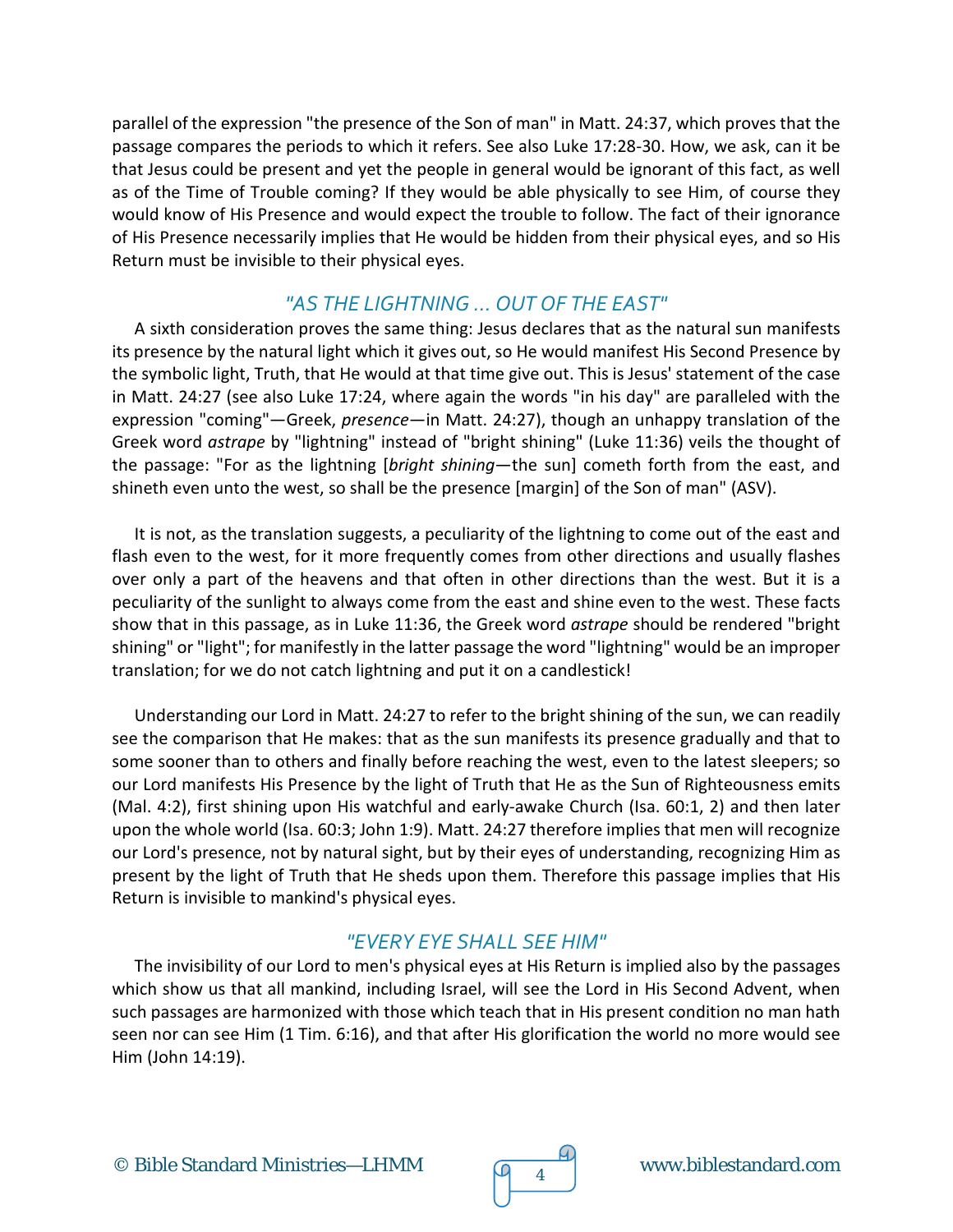parallel of the expression "the presence of the Son of man" in Matt. 24:37, which proves that the passage compares the periods to which it refers. See also Luke 17:28-30. How, we ask, can it be that Jesus could be present and yet the people in general would be ignorant of this fact, as well as of the Time of Trouble coming? If they would be able physically to see Him, of course they would know of His Presence and would expect the trouble to follow. The fact of their ignorance of His Presence necessarily implies that He would be hidden from their physical eyes, and so His Return must be invisible to their physical eyes.

## *"AS THE LIGHTNING ... OUT OF THE EAST"*

A sixth consideration proves the same thing: Jesus declares that as the natural sun manifests its presence by the natural light which it gives out, so He would manifest His Second Presence by the symbolic light, Truth, that He would at that time give out. This is Jesus' statement of the case in Matt. 24:27 (see also Luke 17:24, where again the words "in his day" are paralleled with the expression "coming"—Greek, *presence*—in Matt. 24:27), though an unhappy translation of the Greek word *astrape* by "lightning" instead of "bright shining" (Luke 11:36) veils the thought of the passage: "For as the lightning [*bright shining*—the sun] cometh forth from the east, and shineth even unto the west, so shall be the presence [margin] of the Son of man" (ASV).

It is not, as the translation suggests, a peculiarity of the lightning to come out of the east and flash even to the west, for it more frequently comes from other directions and usually flashes over only a part of the heavens and that often in other directions than the west. But it is a peculiarity of the sunlight to always come from the east and shine even to the west. These facts show that in this passage, as in Luke 11:36, the Greek word *astrape* should be rendered "bright shining" or "light"; for manifestly in the latter passage the word "lightning" would be an improper translation; for we do not catch lightning and put it on a candlestick!

Understanding our Lord in Matt. 24:27 to refer to the bright shining of the sun, we can readily see the comparison that He makes: that as the sun manifests its presence gradually and that to some sooner than to others and finally before reaching the west, even to the latest sleepers; so our Lord manifests His Presence by the light of Truth that He as the Sun of Righteousness emits (Mal. 4:2), first shining upon His watchful and early-awake Church (Isa. 60:1, 2) and then later upon the whole world (Isa. 60:3; John 1:9). Matt. 24:27 therefore implies that men will recognize our Lord's presence, not by natural sight, but by their eyes of understanding, recognizing Him as present by the light of Truth that He sheds upon them. Therefore this passage implies that His Return is invisible to mankind's physical eyes.

## *"EVERY EYE SHALL SEE HIM"*

The invisibility of our Lord to men's physical eyes at His Return is implied also by the passages which show us that all mankind, including Israel, will see the Lord in His Second Advent, when such passages are harmonized with those which teach that in His present condition no man hath seen nor can see Him (1 Tim. 6:16), and that after His glorification the world no more would see Him (John 14:19).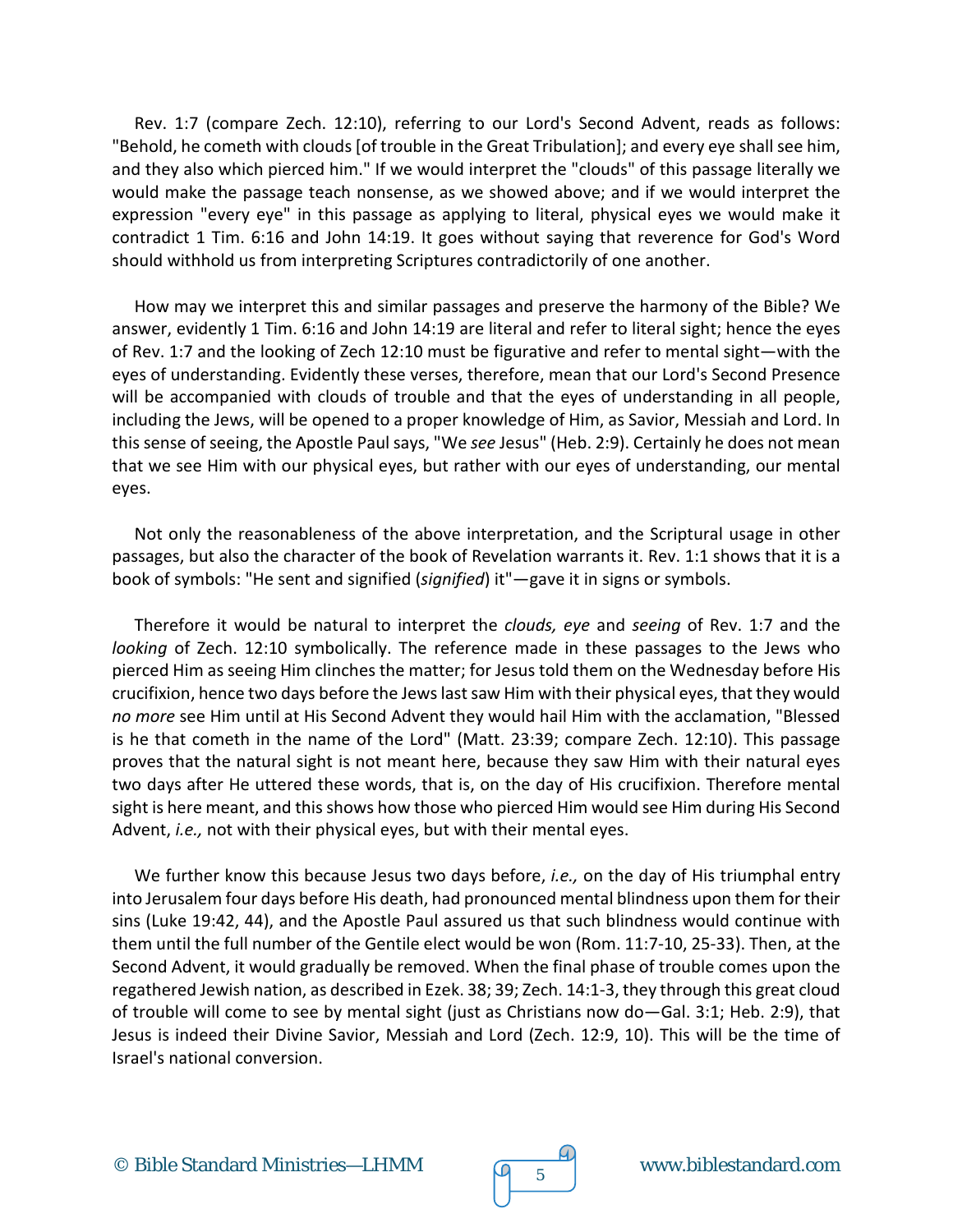Rev. 1:7 (compare Zech. 12:10), referring to our Lord's Second Advent, reads as follows: "Behold, he cometh with clouds [of trouble in the Great Tribulation]; and every eye shall see him, and they also which pierced him." If we would interpret the "clouds" of this passage literally we would make the passage teach nonsense, as we showed above; and if we would interpret the expression "every eye" in this passage as applying to literal, physical eyes we would make it contradict 1 Tim. 6:16 and John 14:19. It goes without saying that reverence for God's Word should withhold us from interpreting Scriptures contradictorily of one another.

How may we interpret this and similar passages and preserve the harmony of the Bible? We answer, evidently 1 Tim. 6:16 and John 14:19 are literal and refer to literal sight; hence the eyes of Rev. 1:7 and the looking of Zech 12:10 must be figurative and refer to mental sight—with the eyes of understanding. Evidently these verses, therefore, mean that our Lord's Second Presence will be accompanied with clouds of trouble and that the eyes of understanding in all people, including the Jews, will be opened to a proper knowledge of Him, as Savior, Messiah and Lord. In this sense of seeing, the Apostle Paul says, "We *see* Jesus" (Heb. 2:9). Certainly he does not mean that we see Him with our physical eyes, but rather with our eyes of understanding, our mental eyes.

Not only the reasonableness of the above interpretation, and the Scriptural usage in other passages, but also the character of the book of Revelation warrants it. Rev. 1:1 shows that it is a book of symbols: "He sent and signified (*signified*) it"—gave it in signs or symbols.

Therefore it would be natural to interpret the *clouds, eye* and *seeing* of Rev. 1:7 and the *looking* of Zech. 12:10 symbolically. The reference made in these passages to the Jews who pierced Him as seeing Him clinches the matter; for Jesus told them on the Wednesday before His crucifixion, hence two days before the Jews last saw Him with their physical eyes, that they would *no more* see Him until at His Second Advent they would hail Him with the acclamation, "Blessed is he that cometh in the name of the Lord" (Matt. 23:39; compare Zech. 12:10). This passage proves that the natural sight is not meant here, because they saw Him with their natural eyes two days after He uttered these words, that is, on the day of His crucifixion. Therefore mental sight is here meant, and this shows how those who pierced Him would see Him during His Second Advent, *i.e.,* not with their physical eyes, but with their mental eyes.

We further know this because Jesus two days before, *i.e.,* on the day of His triumphal entry into Jerusalem four days before His death, had pronounced mental blindness upon them for their sins (Luke 19:42, 44), and the Apostle Paul assured us that such blindness would continue with them until the full number of the Gentile elect would be won (Rom. 11:7-10, 25-33). Then, at the Second Advent, it would gradually be removed. When the final phase of trouble comes upon the regathered Jewish nation, as described in Ezek. 38; 39; Zech. 14:1-3, they through this great cloud of trouble will come to see by mental sight (just as Christians now do—Gal. 3:1; Heb. 2:9), that Jesus is indeed their Divine Savior, Messiah and Lord (Zech. 12:9, 10). This will be the time of Israel's national conversion.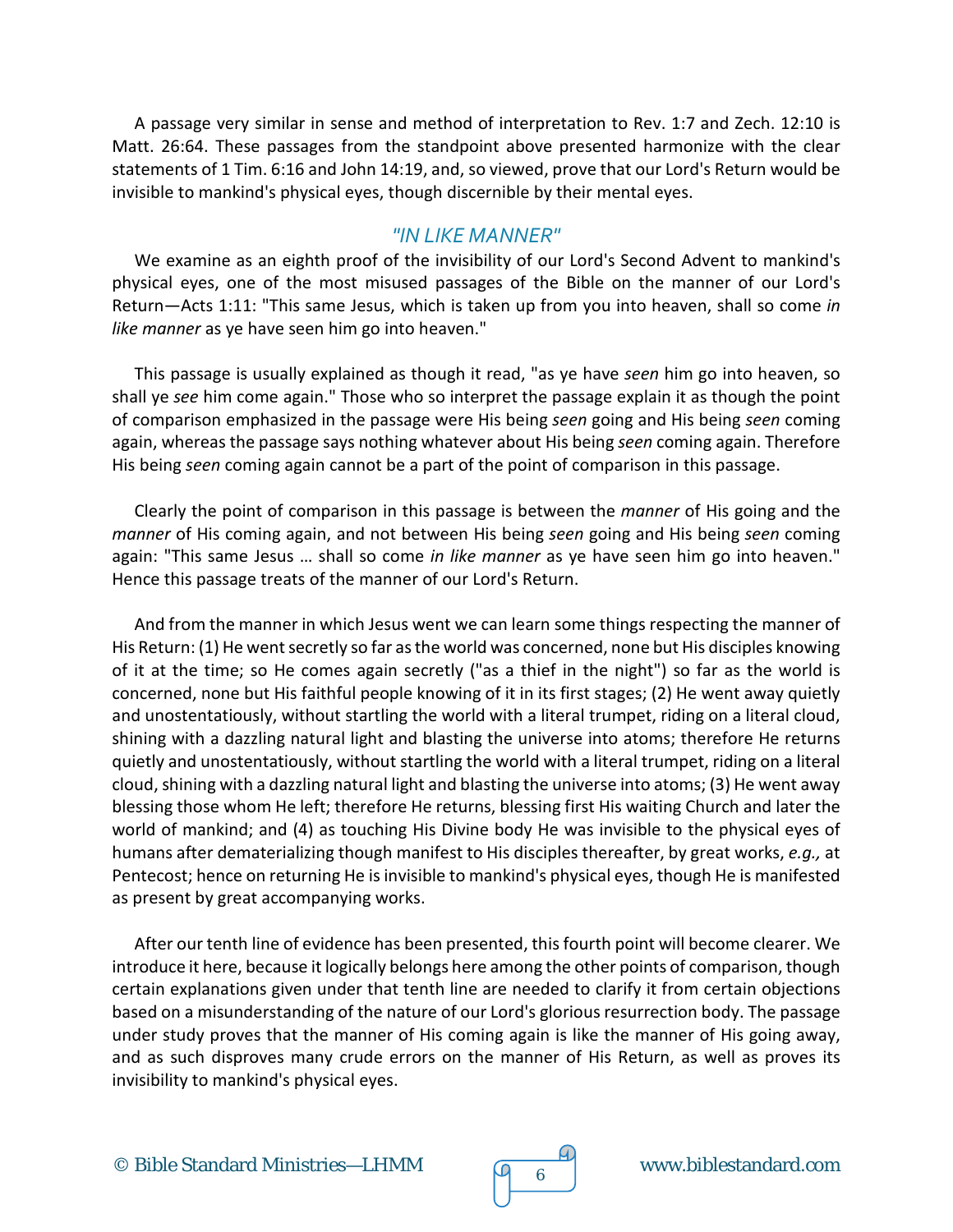A passage very similar in sense and method of interpretation to Rev. 1:7 and Zech. 12:10 is Matt. 26:64. These passages from the standpoint above presented harmonize with the clear statements of 1 Tim. 6:16 and John 14:19, and, so viewed, prove that our Lord's Return would be invisible to mankind's physical eyes, though discernible by their mental eyes.

## *"IN LIKE MANNER"*

We examine as an eighth proof of the invisibility of our Lord's Second Advent to mankind's physical eyes, one of the most misused passages of the Bible on the manner of our Lord's Return—Acts 1:11: "This same Jesus, which is taken up from you into heaven, shall so come *in like manner* as ye have seen him go into heaven."

This passage is usually explained as though it read, "as ye have *seen* him go into heaven, so shall ye *see* him come again." Those who so interpret the passage explain it as though the point of comparison emphasized in the passage were His being *seen* going and His being *seen* coming again, whereas the passage says nothing whatever about His being *seen* coming again. Therefore His being *seen* coming again cannot be a part of the point of comparison in this passage.

Clearly the point of comparison in this passage is between the *manner* of His going and the *manner* of His coming again, and not between His being *seen* going and His being *seen* coming again: "This same Jesus … shall so come *in like manner* as ye have seen him go into heaven." Hence this passage treats of the manner of our Lord's Return.

And from the manner in which Jesus went we can learn some things respecting the manner of His Return: (1) He went secretly so far as the world was concerned, none but His disciples knowing of it at the time; so He comes again secretly ("as a thief in the night") so far as the world is concerned, none but His faithful people knowing of it in its first stages; (2) He went away quietly and unostentatiously, without startling the world with a literal trumpet, riding on a literal cloud, shining with a dazzling natural light and blasting the universe into atoms; therefore He returns quietly and unostentatiously, without startling the world with a literal trumpet, riding on a literal cloud, shining with a dazzling natural light and blasting the universe into atoms; (3) He went away blessing those whom He left; therefore He returns, blessing first His waiting Church and later the world of mankind; and (4) as touching His Divine body He was invisible to the physical eyes of humans after dematerializing though manifest to His disciples thereafter, by great works, *e.g.,* at Pentecost; hence on returning He is invisible to mankind's physical eyes, though He is manifested as present by great accompanying works.

After our tenth line of evidence has been presented, this fourth point will become clearer. We introduce it here, because it logically belongs here among the other points of comparison, though certain explanations given under that tenth line are needed to clarify it from certain objections based on a misunderstanding of the nature of our Lord's glorious resurrection body. The passage under study proves that the manner of His coming again is like the manner of His going away, and as such disproves many crude errors on the manner of His Return, as well as proves its invisibility to mankind's physical eyes.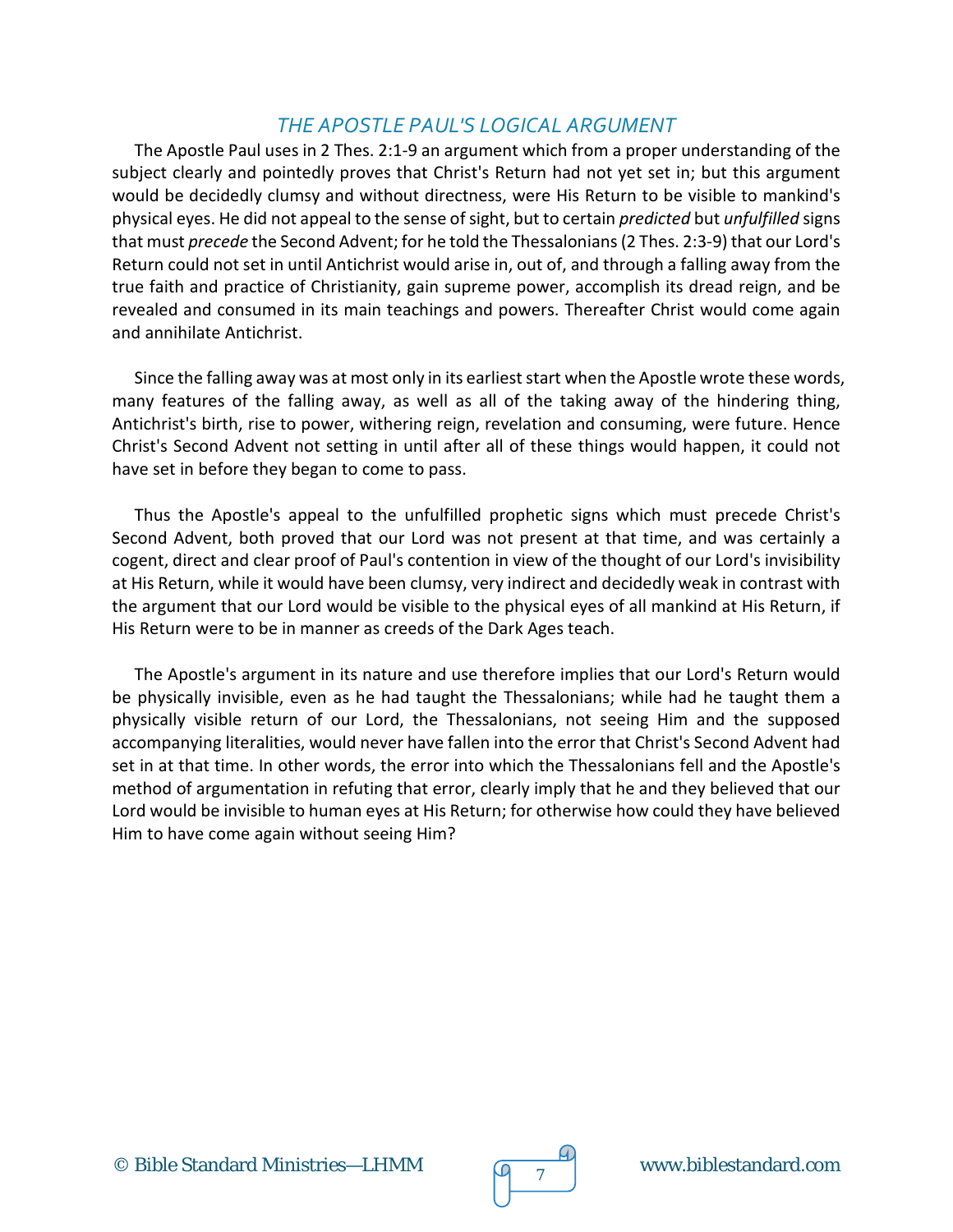## *THE APOSTLE PAUL'S LOGICAL ARGUMENT*

The Apostle Paul uses in 2 Thes. 2:1-9 an argument which from a proper understanding of the subject clearly and pointedly proves that Christ's Return had not yet set in; but this argument would be decidedly clumsy and without directness, were His Return to be visible to mankind's physical eyes. He did not appeal to the sense of sight, but to certain *predicted* but *unfulfilled* signs that must *precede* the Second Advent; for he told the Thessalonians (2 Thes. 2:3-9) that our Lord's Return could not set in until Antichrist would arise in, out of, and through a falling away from the true faith and practice of Christianity, gain supreme power, accomplish its dread reign, and be revealed and consumed in its main teachings and powers. Thereafter Christ would come again and annihilate Antichrist.

Since the falling away was at most only in its earliest start when the Apostle wrote these words, many features of the falling away, as well as all of the taking away of the hindering thing, Antichrist's birth, rise to power, withering reign, revelation and consuming, were future. Hence Christ's Second Advent not setting in until after all of these things would happen, it could not have set in before they began to come to pass.

Thus the Apostle's appeal to the unfulfilled prophetic signs which must precede Christ's Second Advent, both proved that our Lord was not present at that time, and was certainly a cogent, direct and clear proof of Paul's contention in view of the thought of our Lord's invisibility at His Return, while it would have been clumsy, very indirect and decidedly weak in contrast with the argument that our Lord would be visible to the physical eyes of all mankind at His Return, if His Return were to be in manner as creeds of the Dark Ages teach.

The Apostle's argument in its nature and use therefore implies that our Lord's Return would be physically invisible, even as he had taught the Thessalonians; while had he taught them a physically visible return of our Lord, the Thessalonians, not seeing Him and the supposed accompanying literalities, would never have fallen into the error that Christ's Second Advent had set in at that time. In other words, the error into which the Thessalonians fell and the Apostle's method of argumentation in refuting that error, clearly imply that he and they believed that our Lord would be invisible to human eyes at His Return; for otherwise how could they have believed Him to have come again without seeing Him?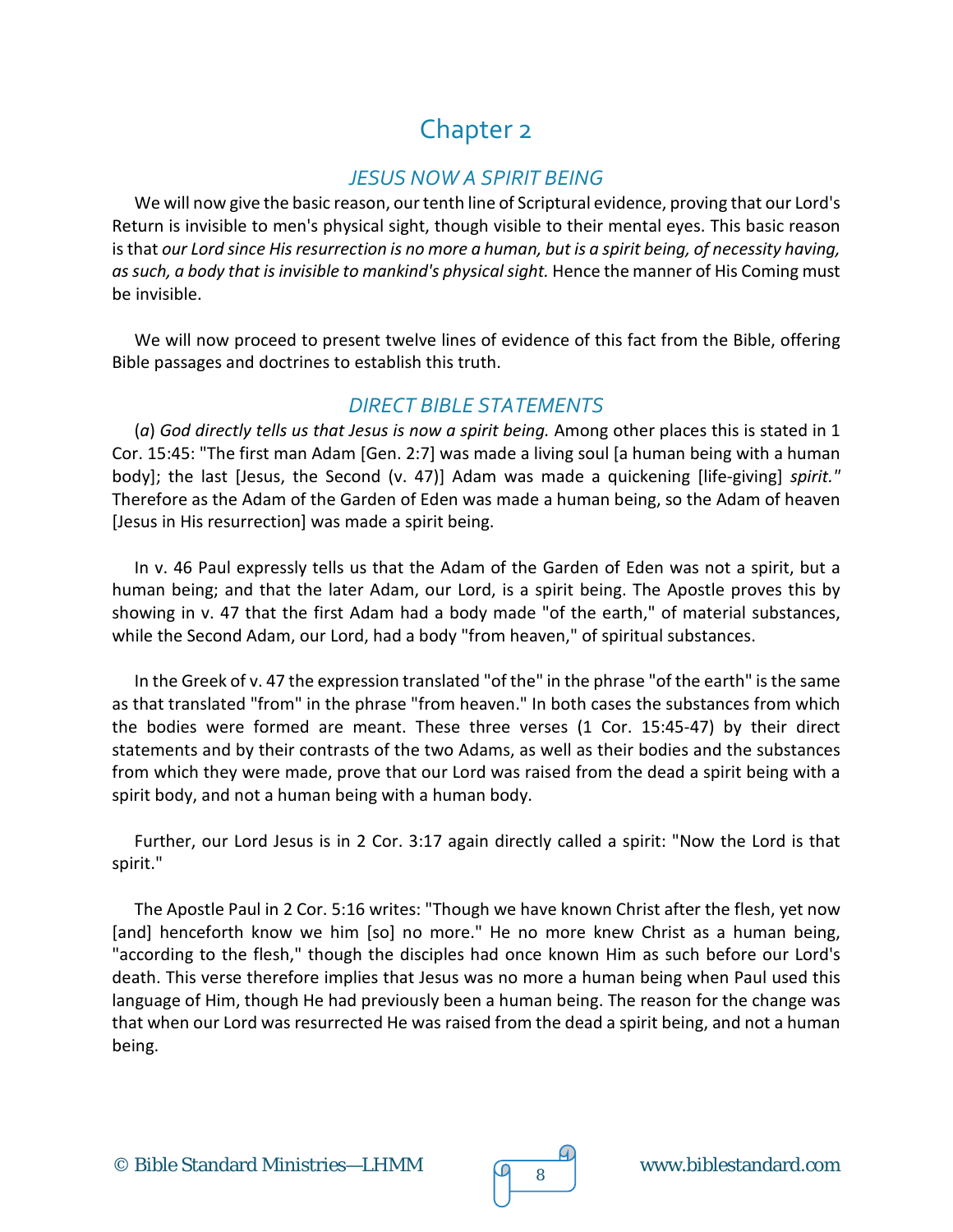# Chapter 2

## *JESUS NOW A SPIRIT BEING*

We will now give the basic reason, our tenth line of Scriptural evidence, proving that our Lord's Return is invisible to men's physical sight, though visible to their mental eyes. This basic reason is that *our Lord since His resurrection is no more a human, but is a spirit being, of necessity having, as such, a body that is invisible to mankind's physical sight.* Hence the manner of His Coming must be invisible.

We will now proceed to present twelve lines of evidence of this fact from the Bible, offering Bible passages and doctrines to establish this truth.

## *DIRECT BIBLE STATEMENTS*

(*a*) *God directly tells us that Jesus is now a spirit being.* Among other places this is stated in 1 Cor. 15:45: "The first man Adam [Gen. 2:7] was made a living soul [a human being with a human body]; the last [Jesus, the Second (v. 47)] Adam was made a quickening [life-giving] *spirit."* Therefore as the Adam of the Garden of Eden was made a human being, so the Adam of heaven [Jesus in His resurrection] was made a spirit being.

In v. 46 Paul expressly tells us that the Adam of the Garden of Eden was not a spirit, but a human being; and that the later Adam, our Lord, is a spirit being. The Apostle proves this by showing in v. 47 that the first Adam had a body made "of the earth," of material substances, while the Second Adam, our Lord, had a body "from heaven," of spiritual substances.

In the Greek of v. 47 the expression translated "of the" in the phrase "of the earth" is the same as that translated "from" in the phrase "from heaven." In both cases the substances from which the bodies were formed are meant. These three verses (1 Cor. 15:45-47) by their direct statements and by their contrasts of the two Adams, as well as their bodies and the substances from which they were made, prove that our Lord was raised from the dead a spirit being with a spirit body, and not a human being with a human body.

Further, our Lord Jesus is in 2 Cor. 3:17 again directly called a spirit: "Now the Lord is that spirit."

The Apostle Paul in 2 Cor. 5:16 writes: "Though we have known Christ after the flesh, yet now [and] henceforth know we him [so] no more." He no more knew Christ as a human being, "according to the flesh," though the disciples had once known Him as such before our Lord's death. This verse therefore implies that Jesus was no more a human being when Paul used this language of Him, though He had previously been a human being. The reason for the change was that when our Lord was resurrected He was raised from the dead a spirit being, and not a human being.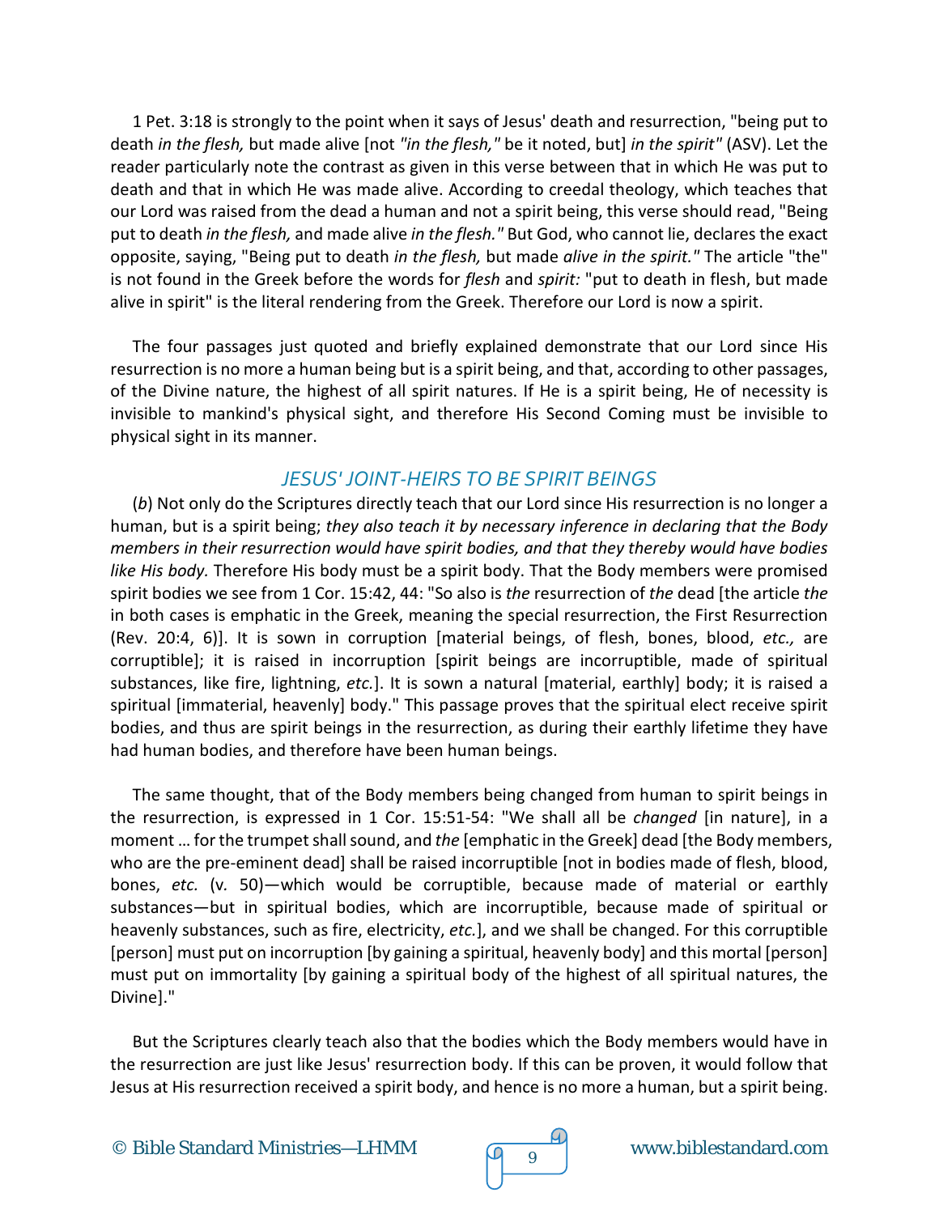1 Pet. 3:18 is strongly to the point when it says of Jesus' death and resurrection, "being put to death *in the flesh,* but made alive [not *"in the flesh,"* be it noted, but] *in the spirit"* (ASV). Let the reader particularly note the contrast as given in this verse between that in which He was put to death and that in which He was made alive. According to creedal theology, which teaches that our Lord was raised from the dead a human and not a spirit being, this verse should read, "Being put to death *in the flesh,* and made alive *in the flesh."* But God, who cannot lie, declares the exact opposite, saying, "Being put to death *in the flesh,* but made *alive in the spirit."* The article "the" is not found in the Greek before the words for *flesh* and *spirit:* "put to death in flesh, but made alive in spirit" is the literal rendering from the Greek. Therefore our Lord is now a spirit.

The four passages just quoted and briefly explained demonstrate that our Lord since His resurrection is no more a human being but is a spirit being, and that, according to other passages, of the Divine nature, the highest of all spirit natures. If He is a spirit being, He of necessity is invisible to mankind's physical sight, and therefore His Second Coming must be invisible to physical sight in its manner.

## *JESUS' JOINT-HEIRS TO BE SPIRIT BEINGS*

(*b*) Not only do the Scriptures directly teach that our Lord since His resurrection is no longer a human, but is a spirit being; *they also teach it by necessary inference in declaring that the Body members in their resurrection would have spirit bodies, and that they thereby would have bodies like His body.* Therefore His body must be a spirit body. That the Body members were promised spirit bodies we see from 1 Cor. 15:42, 44: "So also is *the* resurrection of *the* dead [the article *the* in both cases is emphatic in the Greek, meaning the special resurrection, the First Resurrection (Rev. 20:4, 6)]. It is sown in corruption [material beings, of flesh, bones, blood, *etc.,* are corruptible]; it is raised in incorruption [spirit beings are incorruptible, made of spiritual substances, like fire, lightning, *etc.*]. It is sown a natural [material, earthly] body; it is raised a spiritual [immaterial, heavenly] body." This passage proves that the spiritual elect receive spirit bodies, and thus are spirit beings in the resurrection, as during their earthly lifetime they have had human bodies, and therefore have been human beings.

The same thought, that of the Body members being changed from human to spirit beings in the resurrection, is expressed in 1 Cor. 15:51-54: "We shall all be *changed* [in nature], in a moment … for the trumpet shall sound, and *the* [emphatic in the Greek] dead [the Body members, who are the pre-eminent dead] shall be raised incorruptible [not in bodies made of flesh, blood, bones, *etc.* (v. 50)—which would be corruptible, because made of material or earthly substances—but in spiritual bodies, which are incorruptible, because made of spiritual or heavenly substances, such as fire, electricity, *etc.*], and we shall be changed. For this corruptible [person] must put on incorruption [by gaining a spiritual, heavenly body] and this mortal [person] must put on immortality [by gaining a spiritual body of the highest of all spiritual natures, the Divine]."

But the Scriptures clearly teach also that the bodies which the Body members would have in the resurrection are just like Jesus' resurrection body. If this can be proven, it would follow that Jesus at His resurrection received a spirit body, and hence is no more a human, but a spirit being.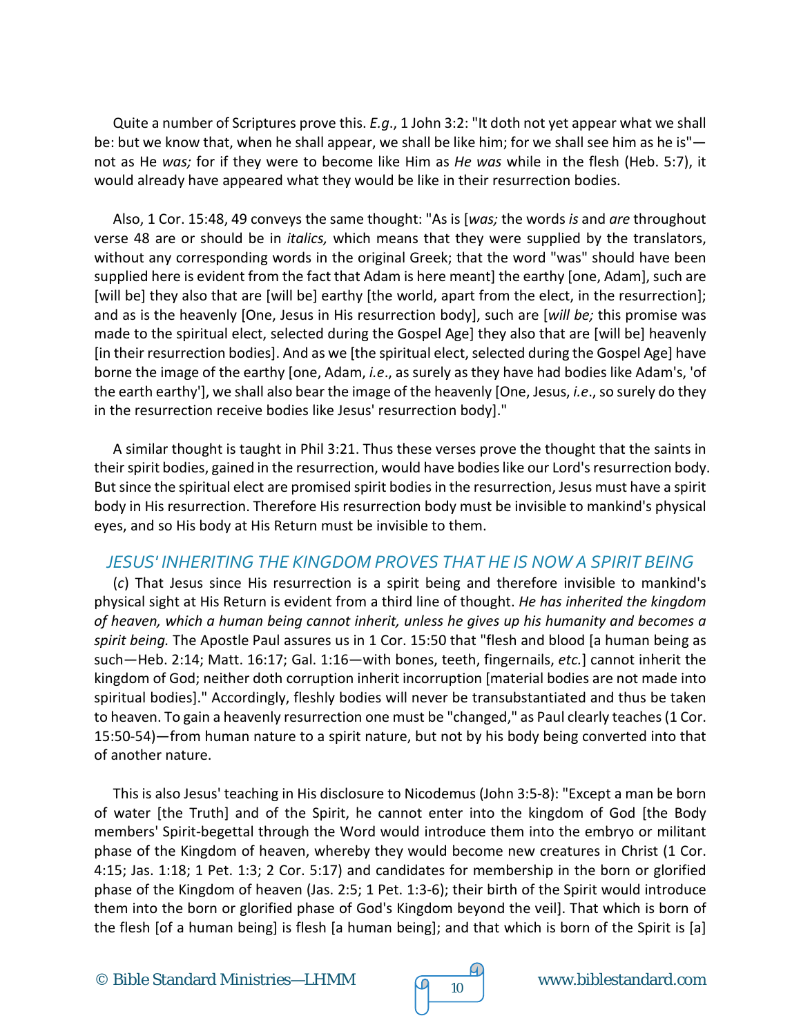Quite a number of Scriptures prove this. *E.g*., 1 John 3:2: "It doth not yet appear what we shall be: but we know that, when he shall appear, we shall be like him; for we shall see him as he is"—not as He *was;* for if they were to become like Him as *He was* while in the flesh (Heb. 5:7), it would already have appeared what they would be like in their resurrection bodies.

Also, 1 Cor. 15:48, 49 conveys the same thought: "As is [*was;* the words *is* and *are* throughout verse 48 are or should be in *italics,* which means that they were supplied by the translators, without any corresponding words in the original Greek; that the word "was" should have been supplied here is evident from the fact that Adam is here meant] the earthy [one, Adam], such are [will be] they also that are [will be] earthy [the world, apart from the elect, in the resurrection]; and as is the heavenly [One, Jesus in His resurrection body], such are [*will be;* this promise was made to the spiritual elect, selected during the Gospel Age] they also that are [will be] heavenly [in their resurrection bodies]. And as we [the spiritual elect, selected during the Gospel Age] have borne the image of the earthy [one, Adam, *i.e*., as surely as they have had bodies like Adam's, 'of the earth earthy'], we shall also bear the image of the heavenly [One, Jesus, *i.e*., so surely do they in the resurrection receive bodies like Jesus' resurrection body]."

A similar thought is taught in Phil 3:21. Thus these verses prove the thought that the saints in their spirit bodies, gained in the resurrection, would have bodies like our Lord's resurrection body. But since the spiritual elect are promised spirit bodies in the resurrection, Jesus must have a spirit body in His resurrection. Therefore His resurrection body must be invisible to mankind's physical eyes, and so His body at His Return must be invisible to them.

## *JESUS' INHERITING THE KINGDOM PROVES THAT HE IS NOW A SPIRIT BEING*

(*c*) That Jesus since His resurrection is a spirit being and therefore invisible to mankind's physical sight at His Return is evident from a third line of thought. *He has inherited the kingdom of heaven, which a human being cannot inherit, unless he gives up his humanity and becomes a spirit being.* The Apostle Paul assures us in 1 Cor. 15:50 that "flesh and blood [a human being as such—Heb. 2:14; Matt. 16:17; Gal. 1:16—with bones, teeth, fingernails, *etc.*] cannot inherit the kingdom of God; neither doth corruption inherit incorruption [material bodies are not made into spiritual bodies]." Accordingly, fleshly bodies will never be transubstantiated and thus be taken to heaven. To gain a heavenly resurrection one must be "changed," as Paul clearly teaches (1 Cor. 15:50-54)—from human nature to a spirit nature, but not by his body being converted into that of another nature.

This is also Jesus' teaching in His disclosure to Nicodemus (John 3:5-8): "Except a man be born of water [the Truth] and of the Spirit, he cannot enter into the kingdom of God [the Body members' Spirit-begettal through the Word would introduce them into the embryo or militant phase of the Kingdom of heaven, whereby they would become new creatures in Christ (1 Cor. 4:15; Jas. 1:18; 1 Pet. 1:3; 2 Cor. 5:17) and candidates for membership in the born or glorified phase of the Kingdom of heaven (Jas. 2:5; 1 Pet. 1:3-6); their birth of the Spirit would introduce them into the born or glorified phase of God's Kingdom beyond the veil]. That which is born of the flesh [of a human being] is flesh [a human being]; and that which is born of the Spirit is [a]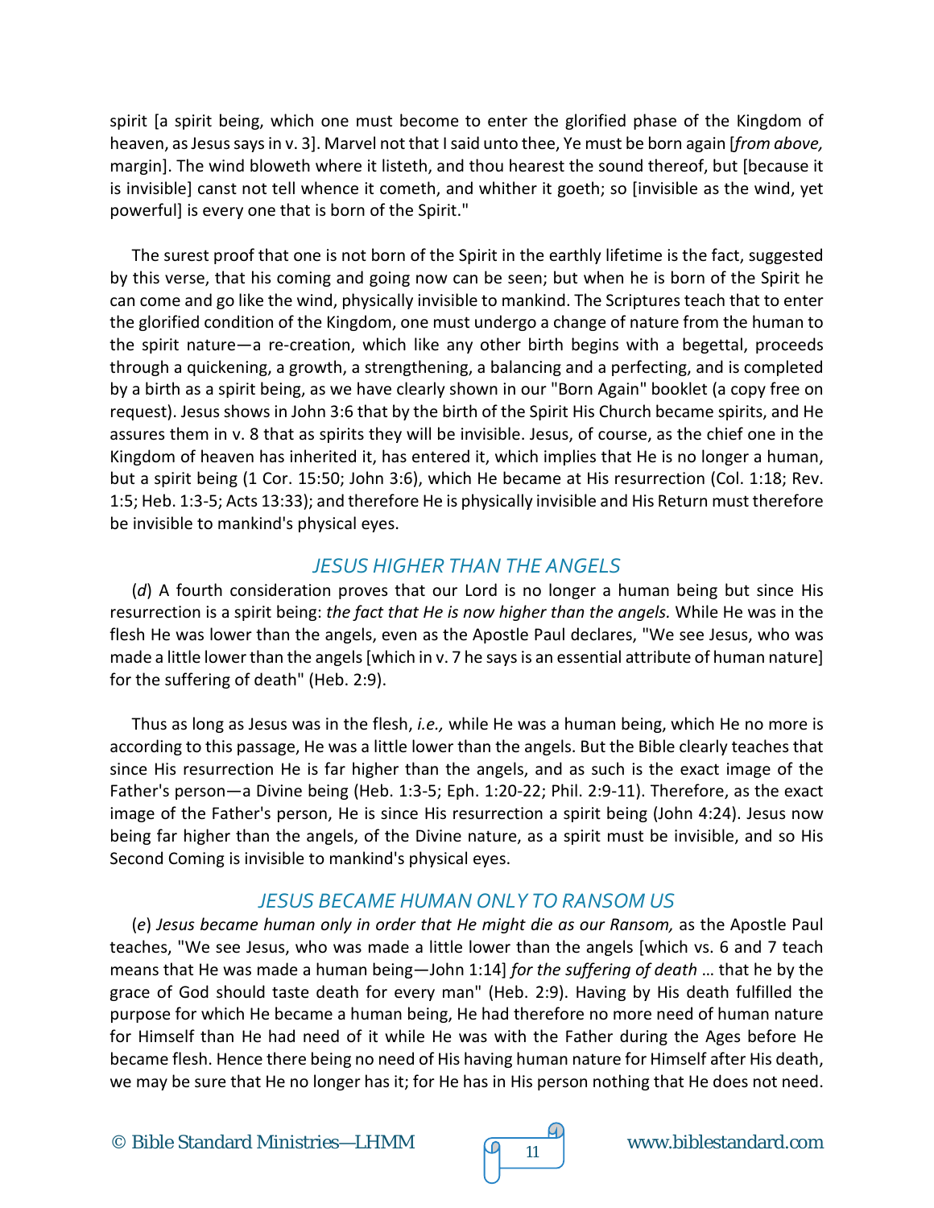spirit [a spirit being, which one must become to enter the glorified phase of the Kingdom of heaven, as Jesus says in v. 3]. Marvel not that I said unto thee, Ye must be born again [*from above,* margin]. The wind bloweth where it listeth, and thou hearest the sound thereof, but [because it is invisible] canst not tell whence it cometh, and whither it goeth; so [invisible as the wind, yet powerful] is every one that is born of the Spirit."

The surest proof that one is not born of the Spirit in the earthly lifetime is the fact, suggested by this verse, that his coming and going now can be seen; but when he is born of the Spirit he can come and go like the wind, physically invisible to mankind. The Scriptures teach that to enter the glorified condition of the Kingdom, one must undergo a change of nature from the human to the spirit nature—a re-creation, which like any other birth begins with a begettal, proceeds through a quickening, a growth, a strengthening, a balancing and a perfecting, and is completed by a birth as a spirit being, as we have clearly shown in our "Born Again" booklet (a copy free on request). Jesus shows in John 3:6 that by the birth of the Spirit His Church became spirits, and He assures them in v. 8 that as spirits they will be invisible. Jesus, of course, as the chief one in the Kingdom of heaven has inherited it, has entered it, which implies that He is no longer a human, but a spirit being (1 Cor. 15:50; John 3:6), which He became at His resurrection (Col. 1:18; Rev. 1:5; Heb. 1:3-5; Acts 13:33); and therefore He is physically invisible and His Return must therefore be invisible to mankind's physical eyes.

## *JESUS HIGHER THAN THE ANGELS*

(*d*) A fourth consideration proves that our Lord is no longer a human being but since His resurrection is a spirit being: *the fact that He is now higher than the angels.* While He was in the flesh He was lower than the angels, even as the Apostle Paul declares, "We see Jesus, who was made a little lower than the angels [which in v. 7 he says is an essential attribute of human nature] for the suffering of death" (Heb. 2:9).

Thus as long as Jesus was in the flesh, *i.e.,* while He was a human being, which He no more is according to this passage, He was a little lower than the angels. But the Bible clearly teaches that since His resurrection He is far higher than the angels, and as such is the exact image of the Father's person—a Divine being (Heb. 1:3-5; Eph. 1:20-22; Phil. 2:9-11). Therefore, as the exact image of the Father's person, He is since His resurrection a spirit being (John 4:24). Jesus now being far higher than the angels, of the Divine nature, as a spirit must be invisible, and so His Second Coming is invisible to mankind's physical eyes.

## *JESUS BECAME HUMAN ONLY TO RANSOM US*

(*e*) *Jesus became human only in order that He might die as our Ransom,* as the Apostle Paul teaches, "We see Jesus, who was made a little lower than the angels [which vs. 6 and 7 teach means that He was made a human being—John 1:14] *for the suffering of death* … that he by the grace of God should taste death for every man" (Heb. 2:9). Having by His death fulfilled the purpose for which He became a human being, He had therefore no more need of human nature for Himself than He had need of it while He was with the Father during the Ages before He became flesh. Hence there being no need of His having human nature for Himself after His death, we may be sure that He no longer has it; for He has in His person nothing that He does not need.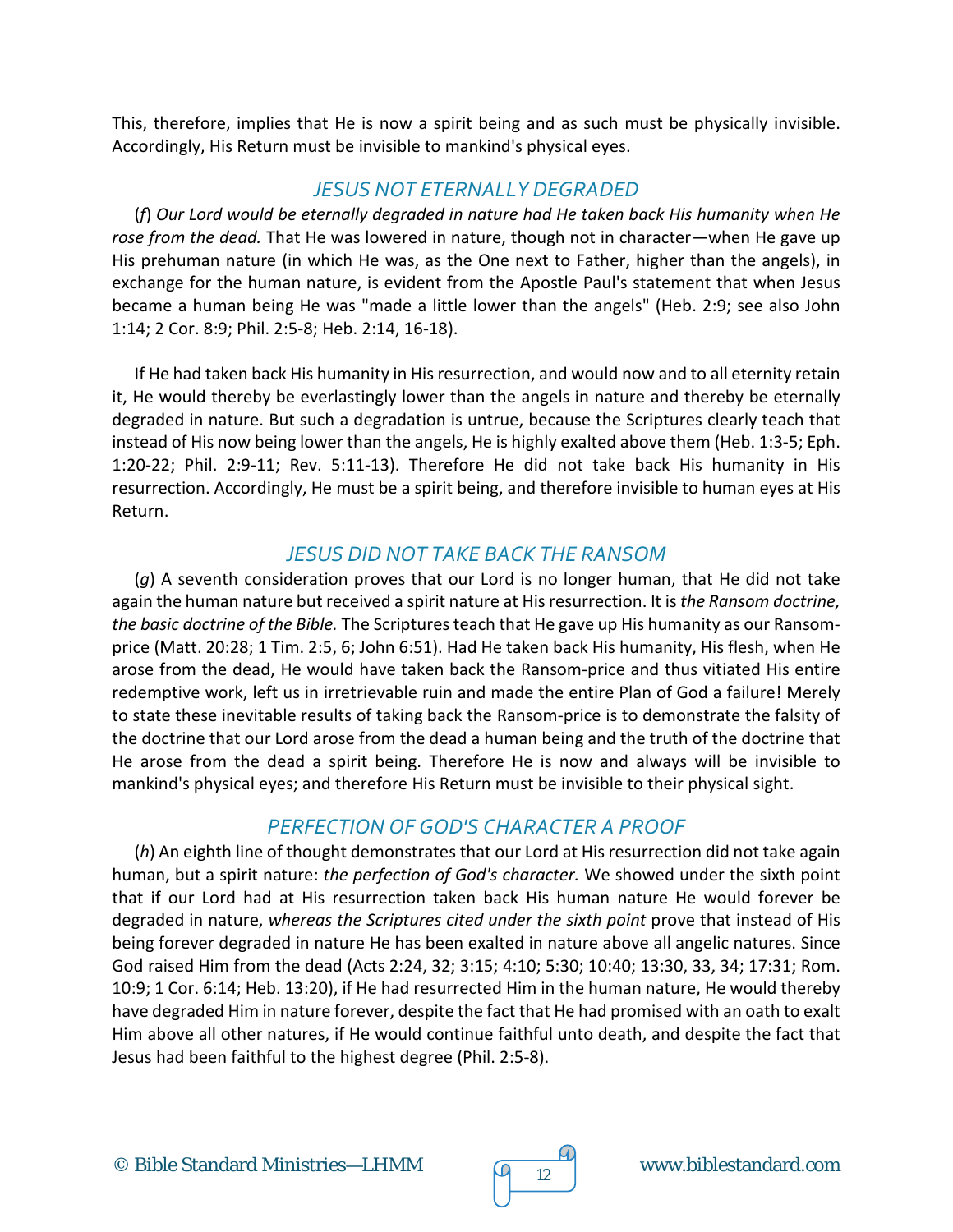This, therefore, implies that He is now a spirit being and as such must be physically invisible. Accordingly, His Return must be invisible to mankind's physical eyes.

## *JESUS NOT ETERNALLY DEGRADED*

(*f*) *Our Lord would be eternally degraded in nature had He taken back His humanity when He rose from the dead.* That He was lowered in nature, though not in character—when He gave up His prehuman nature (in which He was, as the One next to Father, higher than the angels), in exchange for the human nature, is evident from the Apostle Paul's statement that when Jesus became a human being He was "made a little lower than the angels" (Heb. 2:9; see also John 1:14; 2 Cor. 8:9; Phil. 2:5-8; Heb. 2:14, 16-18).

If He had taken back His humanity in His resurrection, and would now and to all eternity retain it, He would thereby be everlastingly lower than the angels in nature and thereby be eternally degraded in nature. But such a degradation is untrue, because the Scriptures clearly teach that instead of His now being lower than the angels, He is highly exalted above them (Heb. 1:3-5; Eph. 1:20-22; Phil. 2:9-11; Rev. 5:11-13). Therefore He did not take back His humanity in His resurrection. Accordingly, He must be a spirit being, and therefore invisible to human eyes at His Return.

## *JESUS DID NOT TAKE BACK THE RANSOM*

(*g*) A seventh consideration proves that our Lord is no longer human, that He did not take again the human nature but received a spirit nature at His resurrection. It is *the Ransom doctrine, the basic doctrine of the Bible.* The Scriptures teach that He gave up His humanity as our Ransom-price (Matt. 20:28; 1 Tim. 2:5, 6; John 6:51). Had He taken back His humanity, His flesh, when He arose from the dead, He would have taken back the Ransom-price and thus vitiated His entire redemptive work, left us in irretrievable ruin and made the entire Plan of God a failure! Merely to state these inevitable results of taking back the Ransom-price is to demonstrate the falsity of the doctrine that our Lord arose from the dead a human being and the truth of the doctrine that He arose from the dead a spirit being. Therefore He is now and always will be invisible to mankind's physical eyes; and therefore His Return must be invisible to their physical sight.

## *PERFECTION OF GOD'S CHARACTER A PROOF*

(*h*) An eighth line of thought demonstrates that our Lord at His resurrection did not take again human, but a spirit nature: *the perfection of God's character.* We showed under the sixth point that if our Lord had at His resurrection taken back His human nature He would forever be degraded in nature, *whereas the Scriptures cited under the sixth point* prove that instead of His being forever degraded in nature He has been exalted in nature above all angelic natures. Since God raised Him from the dead (Acts 2:24, 32; 3:15; 4:10; 5:30; 10:40; 13:30, 33, 34; 17:31; Rom. 10:9; 1 Cor. 6:14; Heb. 13:20), if He had resurrected Him in the human nature, He would thereby have degraded Him in nature forever, despite the fact that He had promised with an oath to exalt Him above all other natures, if He would continue faithful unto death, and despite the fact that Jesus had been faithful to the highest degree (Phil. 2:5-8).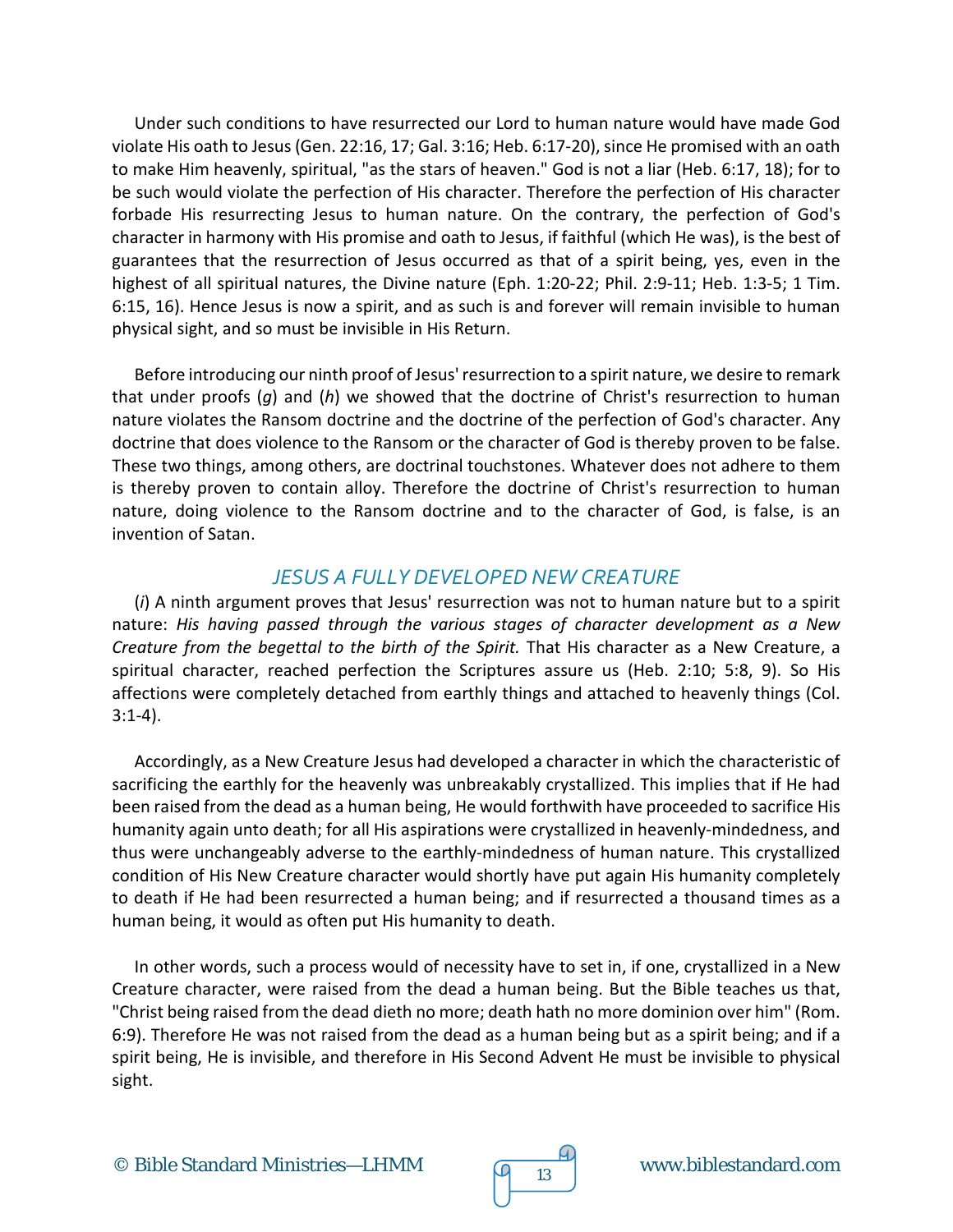Under such conditions to have resurrected our Lord to human nature would have made God violate His oath to Jesus (Gen. 22:16, 17; Gal. 3:16; Heb. 6:17-20), since He promised with an oath to make Him heavenly, spiritual, "as the stars of heaven." God is not a liar (Heb. 6:17, 18); for to be such would violate the perfection of His character. Therefore the perfection of His character forbade His resurrecting Jesus to human nature. On the contrary, the perfection of God's character in harmony with His promise and oath to Jesus, if faithful (which He was), is the best of guarantees that the resurrection of Jesus occurred as that of a spirit being, yes, even in the highest of all spiritual natures, the Divine nature (Eph. 1:20-22; Phil. 2:9-11; Heb. 1:3-5; 1 Tim. 6:15, 16). Hence Jesus is now a spirit, and as such is and forever will remain invisible to human physical sight, and so must be invisible in His Return.

Before introducing our ninth proof of Jesus' resurrection to a spirit nature, we desire to remark that under proofs (*g*) and (*h*) we showed that the doctrine of Christ's resurrection to human nature violates the Ransom doctrine and the doctrine of the perfection of God's character. Any doctrine that does violence to the Ransom or the character of God is thereby proven to be false. These two things, among others, are doctrinal touchstones. Whatever does not adhere to them is thereby proven to contain alloy. Therefore the doctrine of Christ's resurrection to human nature, doing violence to the Ransom doctrine and to the character of God, is false, is an invention of Satan.

## *JESUS A FULLY DEVELOPED NEW CREATURE*

(*i*) A ninth argument proves that Jesus' resurrection was not to human nature but to a spirit nature: *His having passed through the various stages of character development as a New Creature from the begettal to the birth of the Spirit.* That His character as a New Creature, a spiritual character, reached perfection the Scriptures assure us (Heb. 2:10; 5:8, 9). So His affections were completely detached from earthly things and attached to heavenly things (Col. 3:1-4).

Accordingly, as a New Creature Jesus had developed a character in which the characteristic of sacrificing the earthly for the heavenly was unbreakably crystallized. This implies that if He had been raised from the dead as a human being, He would forthwith have proceeded to sacrifice His humanity again unto death; for all His aspirations were crystallized in heavenly-mindedness, and thus were unchangeably adverse to the earthly-mindedness of human nature. This crystallized condition of His New Creature character would shortly have put again His humanity completely to death if He had been resurrected a human being; and if resurrected a thousand times as a human being, it would as often put His humanity to death.

In other words, such a process would of necessity have to set in, if one, crystallized in a New Creature character, were raised from the dead a human being. But the Bible teaches us that, "Christ being raised from the dead dieth no more; death hath no more dominion over him" (Rom. 6:9). Therefore He was not raised from the dead as a human being but as a spirit being; and if a spirit being, He is invisible, and therefore in His Second Advent He must be invisible to physical sight.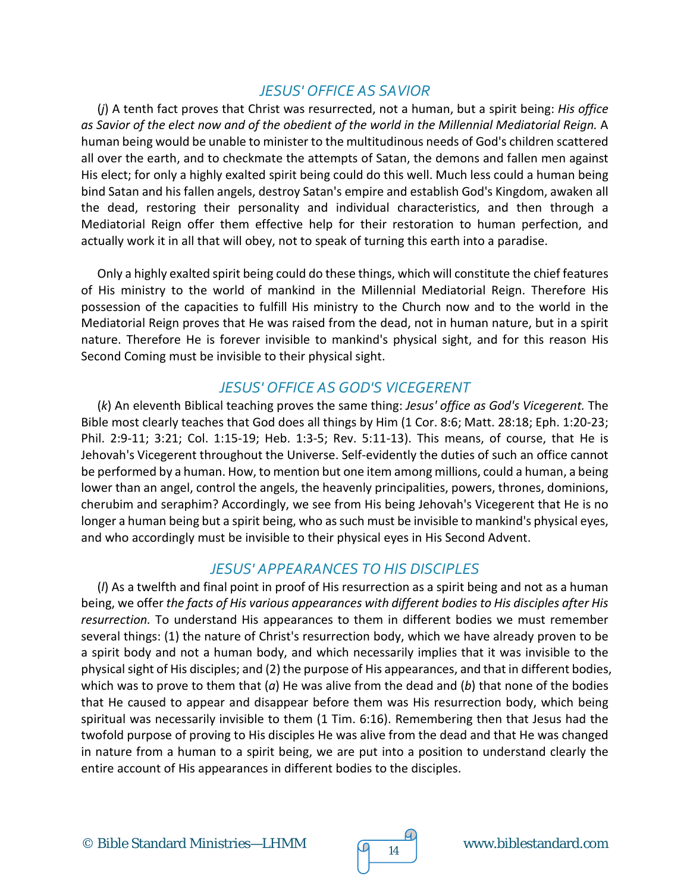## *JESUS' OFFICE AS SAVIOR*

(*j*) A tenth fact proves that Christ was resurrected, not a human, but a spirit being: *His office as Savior of the elect now and of the obedient of the world in the Millennial Mediatorial Reign.* A human being would be unable to minister to the multitudinous needs of God's children scattered all over the earth, and to checkmate the attempts of Satan, the demons and fallen men against His elect; for only a highly exalted spirit being could do this well. Much less could a human being bind Satan and his fallen angels, destroy Satan's empire and establish God's Kingdom, awaken all the dead, restoring their personality and individual characteristics, and then through a Mediatorial Reign offer them effective help for their restoration to human perfection, and actually work it in all that will obey, not to speak of turning this earth into a paradise.

Only a highly exalted spirit being could do these things, which will constitute the chief features of His ministry to the world of mankind in the Millennial Mediatorial Reign. Therefore His possession of the capacities to fulfill His ministry to the Church now and to the world in the Mediatorial Reign proves that He was raised from the dead, not in human nature, but in a spirit nature. Therefore He is forever invisible to mankind's physical sight, and for this reason His Second Coming must be invisible to their physical sight.

## *JESUS' OFFICE AS GOD'S VICEGERENT*

(*k*) An eleventh Biblical teaching proves the same thing: *Jesus' office as God's Vicegerent.* The Bible most clearly teaches that God does all things by Him (1 Cor. 8:6; Matt. 28:18; Eph. 1:20-23; Phil. 2:9-11; 3:21; Col. 1:15-19; Heb. 1:3-5; Rev. 5:11-13). This means, of course, that He is Jehovah's Vicegerent throughout the Universe. Self-evidently the duties of such an office cannot be performed by a human. How, to mention but one item among millions, could a human, a being lower than an angel, control the angels, the heavenly principalities, powers, thrones, dominions, cherubim and seraphim? Accordingly, we see from His being Jehovah's Vicegerent that He is no longer a human being but a spirit being, who as such must be invisible to mankind's physical eyes, and who accordingly must be invisible to their physical eyes in His Second Advent.

## *JESUS' APPEARANCES TO HIS DISCIPLES*

(*l*) As a twelfth and final point in proof of His resurrection as a spirit being and not as a human being, we offer *the facts of His various appearances with different bodies to His disciples after His resurrection.* To understand His appearances to them in different bodies we must remember several things: (1) the nature of Christ's resurrection body, which we have already proven to be a spirit body and not a human body, and which necessarily implies that it was invisible to the physical sight of His disciples; and (2) the purpose of His appearances, and that in different bodies, which was to prove to them that (*a*) He was alive from the dead and (*b*) that none of the bodies that He caused to appear and disappear before them was His resurrection body, which being spiritual was necessarily invisible to them (1 Tim. 6:16). Remembering then that Jesus had the twofold purpose of proving to His disciples He was alive from the dead and that He was changed in nature from a human to a spirit being, we are put into a position to understand clearly the entire account of His appearances in different bodies to the disciples.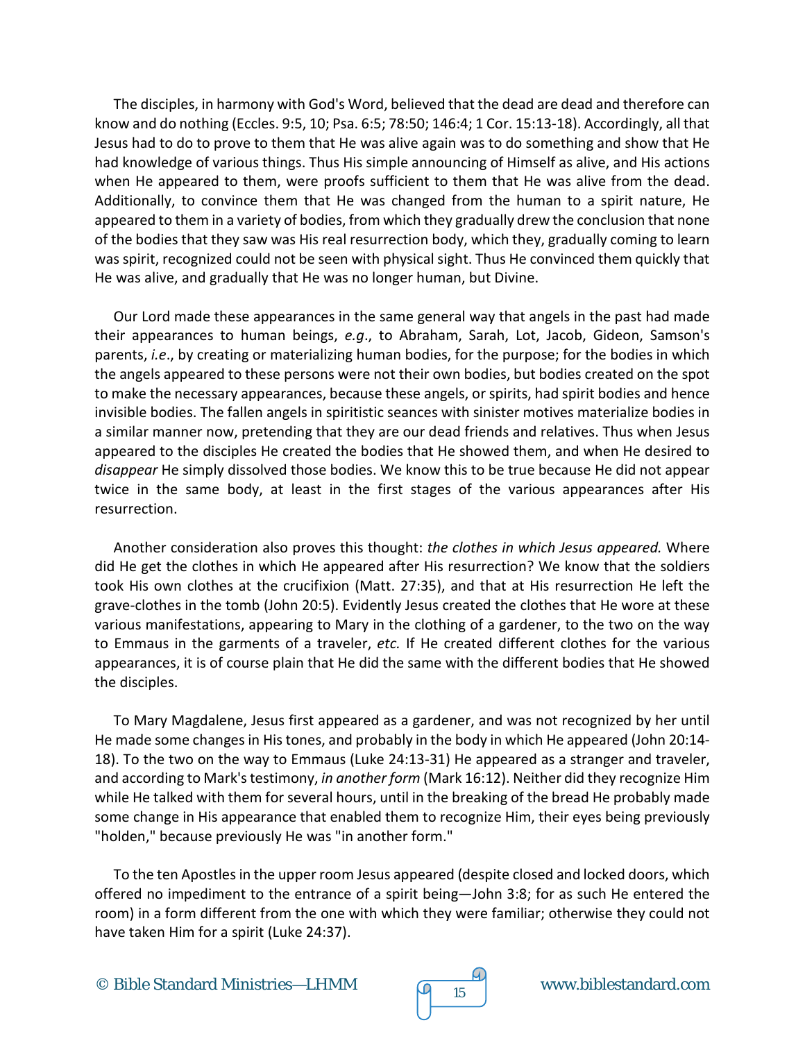The disciples, in harmony with God's Word, believed that the dead are dead and therefore can know and do nothing (Eccles. 9:5, 10; Psa. 6:5; 78:50; 146:4; 1 Cor. 15:13-18). Accordingly, all that Jesus had to do to prove to them that He was alive again was to do something and show that He had knowledge of various things. Thus His simple announcing of Himself as alive, and His actions when He appeared to them, were proofs sufficient to them that He was alive from the dead. Additionally, to convince them that He was changed from the human to a spirit nature, He appeared to them in a variety of bodies, from which they gradually drew the conclusion that none of the bodies that they saw was His real resurrection body, which they, gradually coming to learn was spirit, recognized could not be seen with physical sight. Thus He convinced them quickly that He was alive, and gradually that He was no longer human, but Divine.

Our Lord made these appearances in the same general way that angels in the past had made their appearances to human beings, *e.g*., to Abraham, Sarah, Lot, Jacob, Gideon, Samson's parents, *i.e*., by creating or materializing human bodies, for the purpose; for the bodies in which the angels appeared to these persons were not their own bodies, but bodies created on the spot to make the necessary appearances, because these angels, or spirits, had spirit bodies and hence invisible bodies. The fallen angels in spiritistic seances with sinister motives materialize bodies in a similar manner now, pretending that they are our dead friends and relatives. Thus when Jesus appeared to the disciples He created the bodies that He showed them, and when He desired to *disappear* He simply dissolved those bodies. We know this to be true because He did not appear twice in the same body, at least in the first stages of the various appearances after His resurrection.

Another consideration also proves this thought: *the clothes in which Jesus appeared.* Where did He get the clothes in which He appeared after His resurrection? We know that the soldiers took His own clothes at the crucifixion (Matt. 27:35), and that at His resurrection He left the grave-clothes in the tomb (John 20:5). Evidently Jesus created the clothes that He wore at these various manifestations, appearing to Mary in the clothing of a gardener, to the two on the way to Emmaus in the garments of a traveler, *etc.* If He created different clothes for the various appearances, it is of course plain that He did the same with the different bodies that He showed the disciples.

To Mary Magdalene, Jesus first appeared as a gardener, and was not recognized by her until He made some changes in His tones, and probably in the body in which He appeared (John 20:14-18). To the two on the way to Emmaus (Luke 24:13-31) He appeared as a stranger and traveler, and according to Mark's testimony, *in another form* (Mark 16:12). Neither did they recognize Him while He talked with them for several hours, until in the breaking of the bread He probably made some change in His appearance that enabled them to recognize Him, their eyes being previously "holden," because previously He was "in another form."

To the ten Apostles in the upper room Jesus appeared (despite closed and locked doors, which offered no impediment to the entrance of a spirit being—John 3:8; for as such He entered the room) in a form different from the one with which they were familiar; otherwise they could not have taken Him for a spirit (Luke 24:37).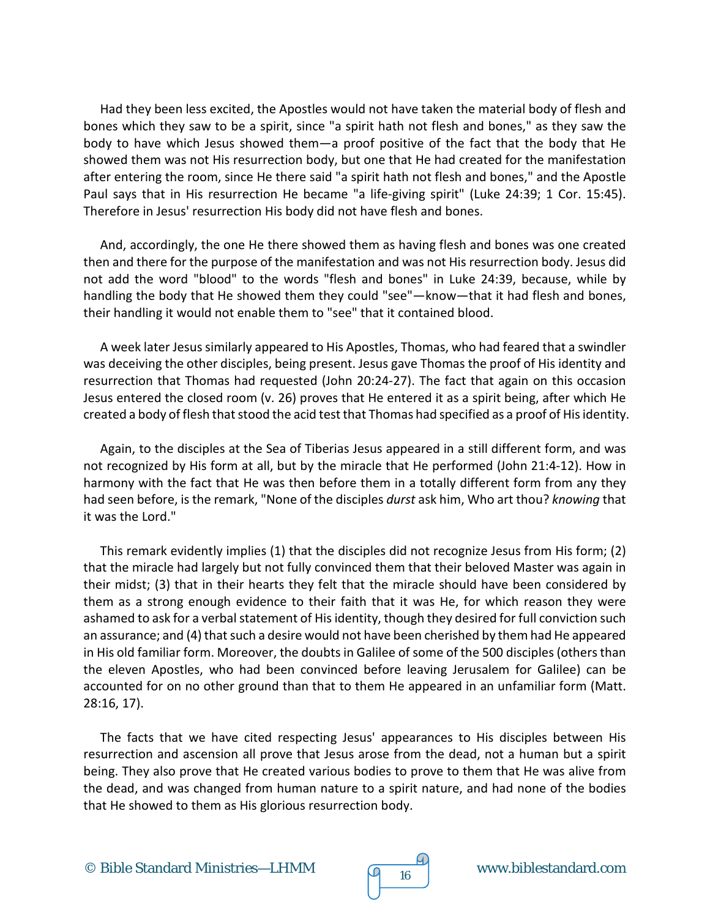Had they been less excited, the Apostles would not have taken the material body of flesh and bones which they saw to be a spirit, since "a spirit hath not flesh and bones," as they saw the body to have which Jesus showed them—a proof positive of the fact that the body that He showed them was not His resurrection body, but one that He had created for the manifestation after entering the room, since He there said "a spirit hath not flesh and bones," and the Apostle Paul says that in His resurrection He became "a life-giving spirit" (Luke 24:39; 1 Cor. 15:45). Therefore in Jesus' resurrection His body did not have flesh and bones.

And, accordingly, the one He there showed them as having flesh and bones was one created then and there for the purpose of the manifestation and was not His resurrection body. Jesus did not add the word "blood" to the words "flesh and bones" in Luke 24:39, because, while by handling the body that He showed them they could "see"—know—that it had flesh and bones, their handling it would not enable them to "see" that it contained blood.

A week later Jesus similarly appeared to His Apostles, Thomas, who had feared that a swindler was deceiving the other disciples, being present. Jesus gave Thomas the proof of His identity and resurrection that Thomas had requested (John 20:24-27). The fact that again on this occasion Jesus entered the closed room (v. 26) proves that He entered it as a spirit being, after which He created a body of flesh that stood the acid test that Thomas had specified as a proof of His identity.

Again, to the disciples at the Sea of Tiberias Jesus appeared in a still different form, and was not recognized by His form at all, but by the miracle that He performed (John 21:4-12). How in harmony with the fact that He was then before them in a totally different form from any they had seen before, is the remark, "None of the disciples *durst* ask him, Who art thou? *knowing* that it was the Lord."

This remark evidently implies (1) that the disciples did not recognize Jesus from His form; (2) that the miracle had largely but not fully convinced them that their beloved Master was again in their midst; (3) that in their hearts they felt that the miracle should have been considered by them as a strong enough evidence to their faith that it was He, for which reason they were ashamed to ask for a verbal statement of His identity, though they desired for full conviction such an assurance; and (4) that such a desire would not have been cherished by them had He appeared in His old familiar form. Moreover, the doubts in Galilee of some of the 500 disciples (others than the eleven Apostles, who had been convinced before leaving Jerusalem for Galilee) can be accounted for on no other ground than that to them He appeared in an unfamiliar form (Matt. 28:16, 17).

The facts that we have cited respecting Jesus' appearances to His disciples between His resurrection and ascension all prove that Jesus arose from the dead, not a human but a spirit being. They also prove that He created various bodies to prove to them that He was alive from the dead, and was changed from human nature to a spirit nature, and had none of the bodies that He showed to them as His glorious resurrection body.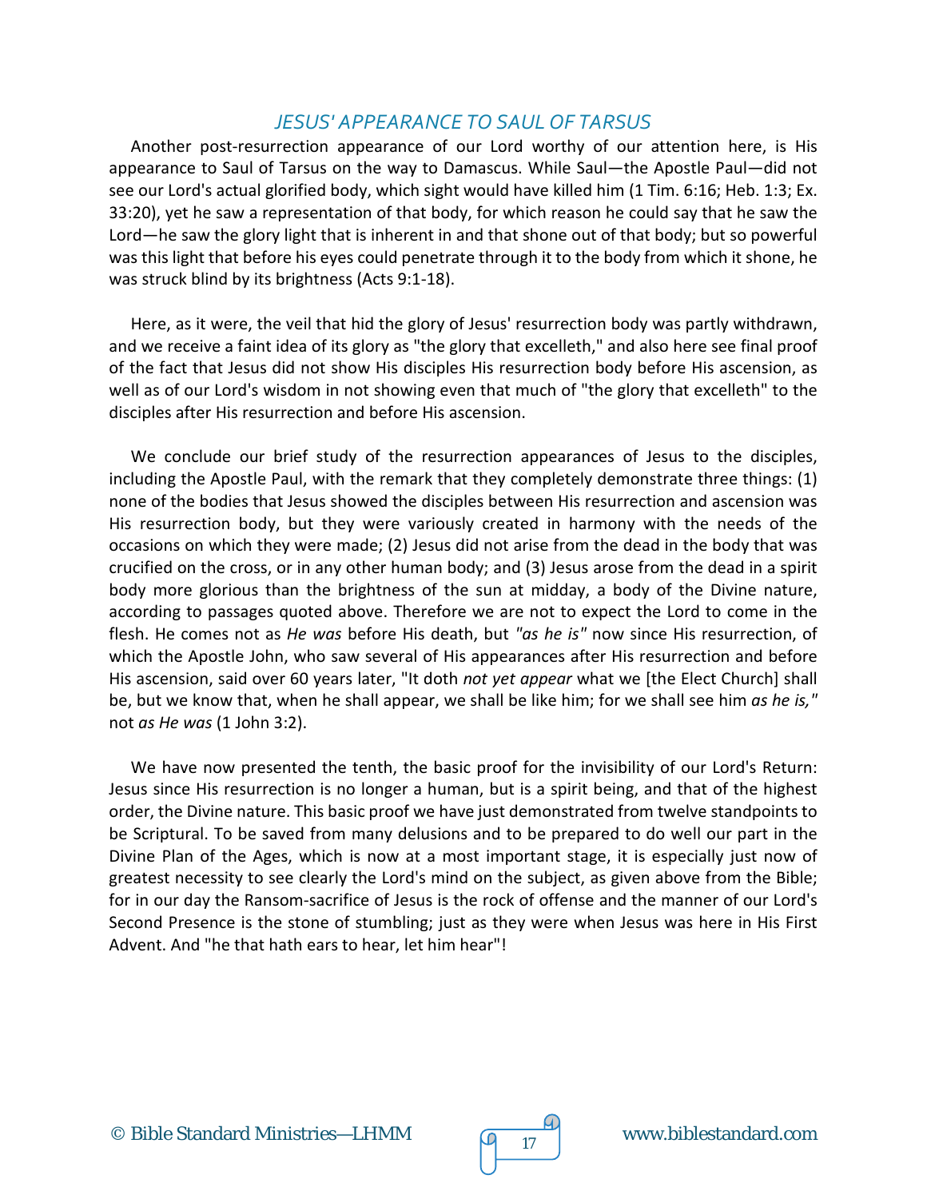## *JESUS' APPEARANCE TO SAUL OF TARSUS*

Another post-resurrection appearance of our Lord worthy of our attention here, is His appearance to Saul of Tarsus on the way to Damascus. While Saul—the Apostle Paul—did not see our Lord's actual glorified body, which sight would have killed him (1 Tim. 6:16; Heb. 1:3; Ex. 33:20), yet he saw a representation of that body, for which reason he could say that he saw the Lord—he saw the glory light that is inherent in and that shone out of that body; but so powerful was this light that before his eyes could penetrate through it to the body from which it shone, he was struck blind by its brightness (Acts 9:1-18).

Here, as it were, the veil that hid the glory of Jesus' resurrection body was partly withdrawn, and we receive a faint idea of its glory as "the glory that excelleth," and also here see final proof of the fact that Jesus did not show His disciples His resurrection body before His ascension, as well as of our Lord's wisdom in not showing even that much of "the glory that excelleth" to the disciples after His resurrection and before His ascension.

We conclude our brief study of the resurrection appearances of Jesus to the disciples, including the Apostle Paul, with the remark that they completely demonstrate three things: (1) none of the bodies that Jesus showed the disciples between His resurrection and ascension was His resurrection body, but they were variously created in harmony with the needs of the occasions on which they were made; (2) Jesus did not arise from the dead in the body that was crucified on the cross, or in any other human body; and (3) Jesus arose from the dead in a spirit body more glorious than the brightness of the sun at midday, a body of the Divine nature, according to passages quoted above. Therefore we are not to expect the Lord to come in the flesh. He comes not as *He was* before His death, but *"as he is"* now since His resurrection, of which the Apostle John, who saw several of His appearances after His resurrection and before His ascension, said over 60 years later, "It doth *not yet appear* what we [the Elect Church] shall be, but we know that, when he shall appear, we shall be like him; for we shall see him *as he is,"* not *as He was* (1 John 3:2).

We have now presented the tenth, the basic proof for the invisibility of our Lord's Return: Jesus since His resurrection is no longer a human, but is a spirit being, and that of the highest order, the Divine nature. This basic proof we have just demonstrated from twelve standpoints to be Scriptural. To be saved from many delusions and to be prepared to do well our part in the Divine Plan of the Ages, which is now at a most important stage, it is especially just now of greatest necessity to see clearly the Lord's mind on the subject, as given above from the Bible; for in our day the Ransom-sacrifice of Jesus is the rock of offense and the manner of our Lord's Second Presence is the stone of stumbling; just as they were when Jesus was here in His First Advent. And "he that hath ears to hear, let him hear"!